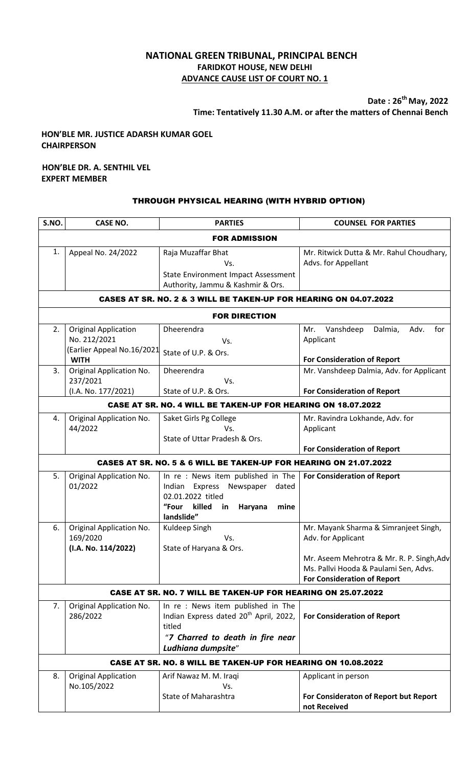# NATIONAL GREEN TRIBUNAL, PRINCIPAL BENCH
## FARIDKOT HOUSE, NEW DELHI
## ADVANCE CAUSE LIST OF COURT NO. 1

**Date : 26th May, 2022**
**Time: Tentatively 11.30 A.M. or after the matters of Chennai Bench**

**HON'BLE MR. JUSTICE ADARSH KUMAR GOEL**
**CHAIRPERSON**

**HON'BLE DR. A. SENTHIL VEL**
**EXPERT MEMBER**

### THROUGH PHYSICAL HEARING (WITH HYBRID OPTION)

| S.NO. | CASE NO. | PARTIES | COUNSEL FOR PARTIES |
|---|---|---|---|
| | | **FOR ADMISSION** | |
| 1. | Appeal No. 24/2022 | Raja Muzaffar Bhat<br>Vs.<br>State Environment Impact Assessment Authority, Jammu & Kashmir & Ors. | Mr. Ritwick Dutta & Mr. Rahul Choudhary, Advs. for Appellant |
| | | **CASES AT SR. NO. 2 & 3 WILL BE TAKEN-UP FOR HEARING ON 04.07.2022** | |
| | | **FOR DIRECTION** | |
| 2. | Original Application No. 212/2021<br>(Earlier Appeal No.16/2021<br>**WITH** | Dheerendra<br>Vs.<br>State of U.P. & Ors. | Mr. Vanshdeep Dalmia, Adv. for Applicant<br>**For Consideration of Report** |
| 3. | Original Application No. 237/2021<br>(I.A. No. 177/2021) | Dheerendra<br>Vs.<br>State of U.P. & Ors. | Mr. Vanshdeep Dalmia, Adv. for Applicant<br>**For Consideration of Report** |
| | | **CASE AT SR. NO. 4 WILL BE TAKEN-UP FOR HEARING ON 18.07.2022** | |
| 4. | Original Application No. 44/2022 | Saket Girls Pg College<br>Vs.<br>State of Uttar Pradesh & Ors. | Mr. Ravindra Lokhande, Adv. for Applicant<br>**For Consideration of Report** |
| | | **CASES AT SR. NO. 5 & 6 WILL BE TAKEN-UP FOR HEARING ON 21.07.2022** | |
| 5. | Original Application No. 01/2022 | In re : News item published in The Indian Express Newspaper dated 02.01.2022 titled **"Four killed in Haryana mine landslide"** | **For Consideration of Report** |
| 6. | Original Application No. 169/2020<br>**(I.A. No. 114/2022)** | Kuldeep Singh<br>Vs.<br>State of Haryana & Ors. | Mr. Mayank Sharma & Simranjeet Singh, Adv. for Applicant<br>Mr. Aseem Mehrotra & Mr. R. P. Singh,Adv<br>Ms. Pallvi Hooda & Paulami Sen, Advs.<br>**For Consideration of Report** |
| | | **CASE AT SR. NO. 7 WILL BE TAKEN-UP FOR HEARING ON 25.07.2022** | |
| 7. | Original Application No. 286/2022 | In re : News item published in The Indian Express dated 20th April, 2022, titled<br>***"7 Charred to death in fire near Ludhiana dumpsite"*** | **For Consideration of Report** |
| | | **CASE AT SR. NO. 8 WILL BE TAKEN-UP FOR HEARING ON 10.08.2022** | |
| 8. | Original Application No.105/2022 | Arif Nawaz M. M. Iraqi<br>Vs.<br>State of Maharashtra | Applicant in person<br>**For Consideraton of Report but Report not Received** |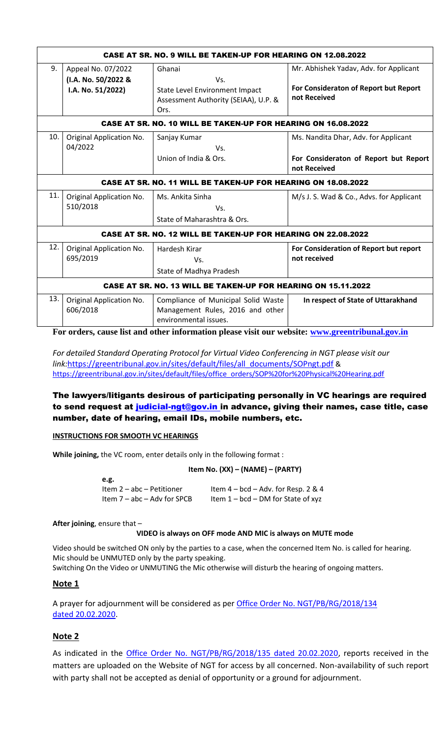| | | | |
|---|---|---|---|
| **CASE AT SR. NO. 9 WILL BE TAKEN-UP FOR HEARING ON 12.08.2022** | | | |
| 9. | Appeal No. 07/2022 (I.A. No. 50/2022 & I.A. No. 51/2022) | Ghanai Vs. State Level Environment Impact Assessment Authority (SEIAA), U.P. & Ors. | Mr. Abhishek Yadav, Adv. for Applicant **For Consideraton of Report but Report not Received** |
| **CASE AT SR. NO. 10 WILL BE TAKEN-UP FOR HEARING ON 16.08.2022** | | | |
| 10. | Original Application No. 04/2022 | Sanjay Kumar Vs. Union of India & Ors. | Ms. Nandita Dhar, Adv. for Applicant **For Consideraton of Report but Report not Received** |
| **CASE AT SR. NO. 11 WILL BE TAKEN-UP FOR HEARING ON 18.08.2022** | | | |
| 11. | Original Application No. 510/2018 | Ms. Ankita Sinha Vs. State of Maharashtra & Ors. | M/s J. S. Wad & Co., Advs. for Applicant |
| **CASE AT SR. NO. 12 WILL BE TAKEN-UP FOR HEARING ON 22.08.2022** | | | |
| 12. | Original Application No. 695/2019 | Hardesh Kirar Vs. State of Madhya Pradesh | **For Consideration of Report but report not received** |
| **CASE AT SR. NO. 13 WILL BE TAKEN-UP FOR HEARING ON 15.11.2022** | | | |
| 13. | Original Application No. 606/2018 | Compliance of Municipal Solid Waste Management Rules, 2016 and other environmental issues. | **In respect of State of Uttarakhand** |

**For orders, cause list and other information please visit our website: www.greentribunal.gov.in**

*For detailed Standard Operating Protocol for Virtual Video Conferencing in NGT please visit our link:*https://greentribunal.gov.in/sites/default/files/all_documents/SOPngt.pdf & https://greentribunal.gov.in/sites/default/files/office_orders/SOP%20for%20Physical%20Hearing.pdf

**The lawyers/litigants desirous of participating personally in VC hearings are required to send request at judicial-ngt@gov.in in advance, giving their names, case title, case number, date of hearing, email IDs, mobile numbers, etc.**

**INSTRUCTIONS FOR SMOOTH VC HEARINGS**

**While joining,** the VC room, enter details only in the following format :

**Item No. (XX) – (NAME) – (PARTY)**

**e.g.**

| | |
|---|---|
| Item 2 – abc – Petitioner | Item 4 – bcd – Adv. for Resp. 2 & 4 |
| Item 7 – abc – Adv for SPCB | Item 1 – bcd – DM for State of xyz |

**After joining**, ensure that –

**VIDEO is always on OFF mode AND MIC is always on MUTE mode**

Video should be switched ON only by the parties to a case, when the concerned Item No. is called for hearing. Mic should be UNMUTED only by the party speaking.
Switching On the Video or UNMUTING the Mic otherwise will disturb the hearing of ongoing matters.

## Note 1

A prayer for adjournment will be considered as per Office Order No. NGT/PB/RG/2018/134 dated 20.02.2020.

## Note 2

As indicated in the Office Order No. NGT/PB/RG/2018/135 dated 20.02.2020, reports received in the matters are uploaded on the Website of NGT for access by all concerned. Non-availability of such report with party shall not be accepted as denial of opportunity or a ground for adjournment.